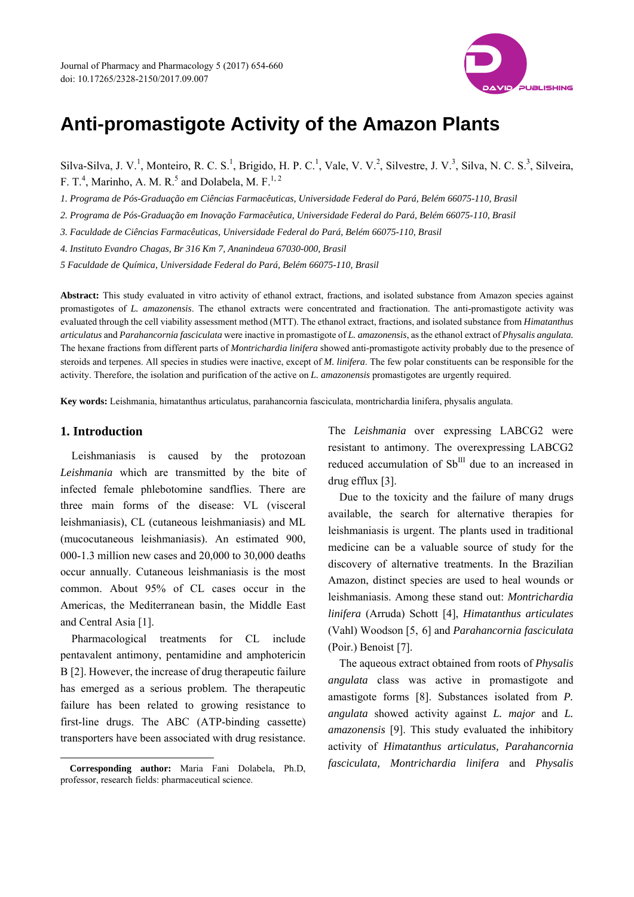# Anti-promastigote Activity of the Amazon Plants

Silva-Silva, J. V.[1], Monteiro, R. C. S.[1], Brigido, H. P. C.[1], Vale, V. V.[2], Silvestre, J. V.[3], Silva, N. C. S.[3], Silveira, F. T.[4], Marinho, A. M. R.[5] and Dolabela, M. F.[1, 2]

*1. Programa de Pós-Graduação em Ciências Farmacêuticas, Universidade Federal do Pará, Belém 66075-110, Brasil*

*2. Programa de Pós-Graduação em Inovação Farmacêutica, Universidade Federal do Pará, Belém 66075-110, Brasil*

*3. Faculdade de Ciências Farmacêuticas, Universidade Federal do Pará, Belém 66075-110, Brasil*

*4. Instituto Evandro Chagas, Br 316 Km 7, Ananindeua 67030-000, Brasil*

*5 Faculdade de Química, Universidade Federal do Pará, Belém 66075-110, Brasil*

**Abstract:** This study evaluated in vitro activity of ethanol extract, fractions, and isolated substance from Amazon species against promastigotes of *L. amazonensis*. The ethanol extracts were concentrated and fractionation. The anti-promastigote activity was evaluated through the cell viability assessment method (MTT). The ethanol extract, fractions, and isolated substance from *Himatanthus articulatus* and *Parahancornia fasciculata* were inactive in promastigote of *L. amazonensis*, as the ethanol extract of *Physalis angulata.* The hexane fractions from different parts of *Montrichardia linifera* showed anti-promastigote activity probably due to the presence of steroids and terpenes. All species in studies were inactive, except of *M. linifera*. The few polar constituents can be responsible for the activity. Therefore, the isolation and purification of the active on *L. amazonensis* promastigotes are urgently required.

**Key words:** Leishmania, himatanthus articulatus, parahancornia fasciculata, montrichardia linifera, physalis angulata.

## 1. Introduction

Leishmaniasis is caused by the protozoan *Leishmania* which are transmitted by the bite of infected female phlebotomine sandflies. There are three main forms of the disease: VL (visceral leishmaniasis), CL (cutaneous leishmaniasis) and ML (mucocutaneous leishmaniasis). An estimated 900, 000-1.3 million new cases and 20,000 to 30,000 deaths occur annually. Cutaneous leishmaniasis is the most common. About 95% of CL cases occur in the Americas, the Mediterranean basin, the Middle East and Central Asia [1].

Pharmacological treatments for CL include pentavalent antimony, pentamidine and amphotericin B [2]. However, the increase of drug therapeutic failure has emerged as a serious problem. The therapeutic failure has been related to growing resistance to first-line drugs. The ABC (ATP-binding cassette) transporters have been associated with drug resistance. The *Leishmania* over expressing LABCG2 were resistant to antimony. The overexpressing LABCG2 reduced accumulation of $Sb^{III}$ due to an increased in drug efflux [3].

Due to the toxicity and the failure of many drugs available, the search for alternative therapies for leishmaniasis is urgent. The plants used in traditional medicine can be a valuable source of study for the discovery of alternative treatments. In the Brazilian Amazon, distinct species are used to heal wounds or leishmaniasis. Among these stand out: *Montrichardia linifera* (Arruda) Schott [4], *Himatanthus articulates* (Vahl) Woodson [5, 6] and *Parahancornia fasciculata* (Poir.) Benoist [7].

The aqueous extract obtained from roots of *Physalis angulata* class was active in promastigote and amastigote forms [8]. Substances isolated from *P. angulata* showed activity against *L. major* and *L. amazonensis* [9]. This study evaluated the inhibitory activity of *Himatanthus articulatus, Parahancornia fasciculata, Montrichardia linifera* and *Physalis*

**Corresponding author:** Maria Fani Dolabela, Ph.D, professor, research fields: pharmaceutical science.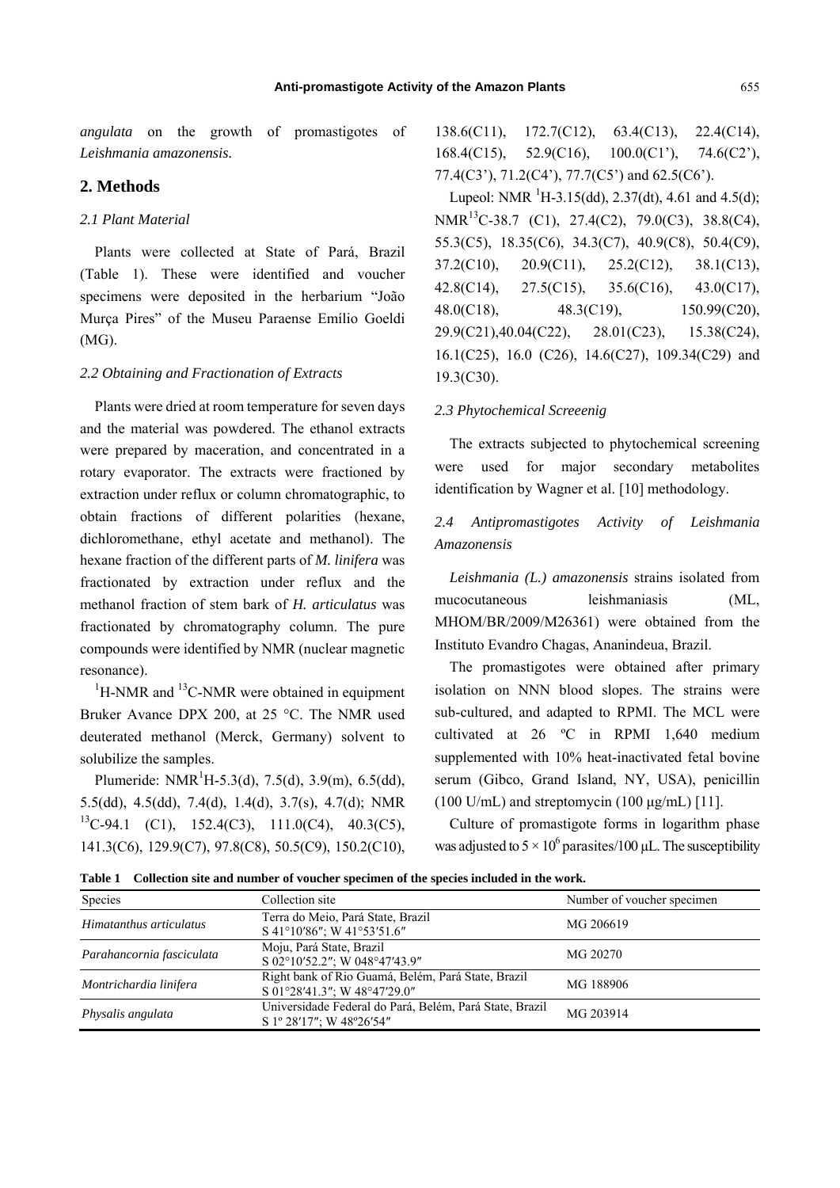*angulata* on the growth of promastigotes of *Leishmania amazonensis*.

## 2. Methods

### 2.1 Plant Material

Plants were collected at State of Pará, Brazil (Table 1). These were identified and voucher specimens were deposited in the herbarium "João Murça Pires" of the Museu Paraense Emílio Goeldi (MG).

### 2.2 Obtaining and Fractionation of Extracts

Plants were dried at room temperature for seven days and the material was powdered. The ethanol extracts were prepared by maceration, and concentrated in a rotary evaporator. The extracts were fractioned by extraction under reflux or column chromatographic, to obtain fractions of different polarities (hexane, dichloromethane, ethyl acetate and methanol). The hexane fraction of the different parts of *M. linifera* was fractionated by extraction under reflux and the methanol fraction of stem bark of *H. articulatus* was fractionated by chromatography column. The pure compounds were identified by NMR (nuclear magnetic resonance).

$^{1}$H-NMR and $^{13}$C-NMR were obtained in equipment Bruker Avance DPX 200, at 25 °C. The NMR used deuterated methanol (Merck, Germany) solvent to solubilize the samples.

Plumeride: NMR$^{1}$H-5.3(d), 7.5(d), 3.9(m), 6.5(dd), 5.5(dd), 4.5(dd), 7.4(d), 1.4(d), 3.7(s), 4.7(d); NMR $^{13}$C-94.1 (C1), 152.4(C3), 111.0(C4), 40.3(C5), 141.3(C6), 129.9(C7), 97.8(C8), 50.5(C9), 150.2(C10), 138.6(C11), 172.7(C12), 63.4(C13), 22.4(C14), 168.4(C15), 52.9(C16), 100.0(C1'), 74.6(C2'), 77.4(C3'), 71.2(C4'), 77.7(C5') and 62.5(C6').

Lupeol: NMR $^{1}$H-3.15(dd), 2.37(dt), 4.61 and 4.5(d); NMR$^{13}$C-38.7 (C1), 27.4(C2), 79.0(C3), 38.8(C4), 55.3(C5), 18.35(C6), 34.3(C7), 40.9(C8), 50.4(C9), 37.2(C10), 20.9(C11), 25.2(C12), 38.1(C13), 42.8(C14), 27.5(C15), 35.6(C16), 43.0(C17), 48.0(C18), 48.3(C19), 150.99(C20), 29.9(C21),40.04(C22), 28.01(C23), 15.38(C24), 16.1(C25), 16.0 (C26), 14.6(C27), 109.34(C29) and 19.3(C30).

### 2.3 Phytochemical Screeenig

The extracts subjected to phytochemical screening were used for major secondary metabolites identification by Wagner et al. [10] methodology.

### 2.4 Antipromastigotes Activity of *Leishmania Amazonensis*

*Leishmania (L.) amazonensis* strains isolated from mucocutaneous leishmaniasis (ML, MHOM/BR/2009/M26361) were obtained from the Instituto Evandro Chagas, Ananindeua, Brazil.

The promastigotes were obtained after primary isolation on NNN blood slopes. The strains were sub-cultured, and adapted to RPMI. The MCL were cultivated at 26 ºC in RPMI 1,640 medium supplemented with 10% heat-inactivated fetal bovine serum (Gibco, Grand Island, NY, USA), penicillin (100 U/mL) and streptomycin (100 µg/mL) [11].

Culture of promastigote forms in logarithm phase was adjusted to $5 \times 10^{6}$ parasites/100 µL. The susceptibility

**Table 1 Collection site and number of voucher specimen of the species included in the work.**

| Species | Collection site | Number of voucher specimen |
|---|---|---|
| *Himatanthus articulatus* | Terra do Meio, Pará State, Brazil<br>S 41°10′86″; W 41°53′51.6″ | MG 206619 |
| *Parahancornia fasciculata* | Moju, Pará State, Brazil<br>S 02°10′52.2″; W 048°47′43.9″ | MG 20270 |
| *Montrichardia linifera* | Right bank of Rio Guamá, Belém, Pará State, Brazil<br>S 01°28′41.3″; W 48°47′29.0″ | MG 188906 |
| *Physalis angulata* | Universidade Federal do Pará, Belém, Pará State, Brazil<br>S 1º 28′17″; W 48º26′54″ | MG 203914 |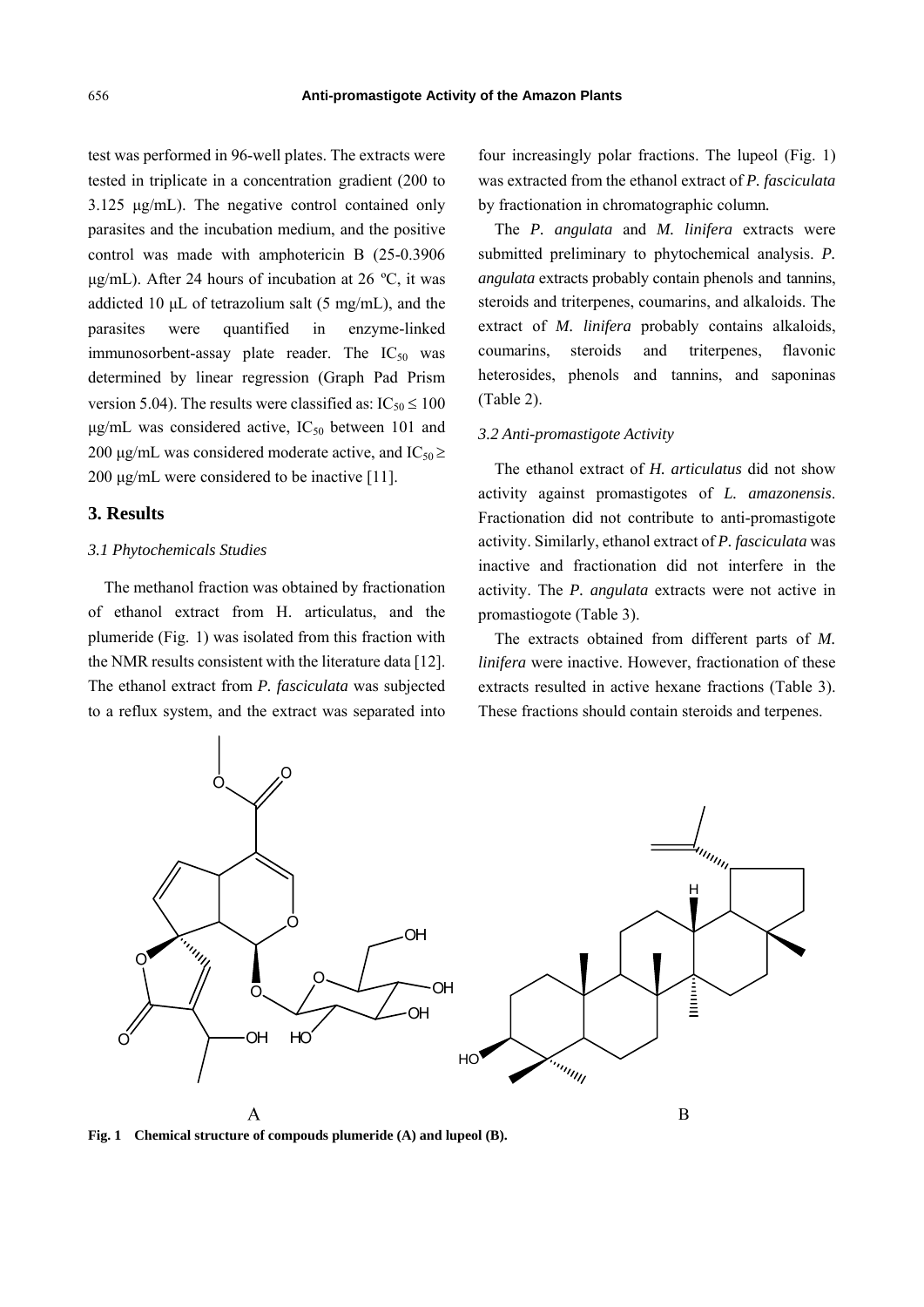test was performed in 96-well plates. The extracts were tested in triplicate in a concentration gradient (200 to 3.125 μg/mL). The negative control contained only parasites and the incubation medium, and the positive control was made with amphotericin B (25-0.3906 μg/mL). After 24 hours of incubation at 26 ºC, it was addicted 10 μL of tetrazolium salt (5 mg/mL), and the parasites were quantified in enzyme-linked immunosorbent-assay plate reader. The $IC_{50}$ was determined by linear regression (Graph Pad Prism version 5.04). The results were classified as: $IC_{50} \leq 100$ μg/mL was considered active, $IC_{50}$ between 101 and 200 μg/mL was considered moderate active, and $IC_{50} \geq 200$ μg/mL were considered to be inactive [11].

## 3. Results

### 3.1 Phytochemicals Studies

The methanol fraction was obtained by fractionation of ethanol extract from H. articulatus, and the plumeride (Fig. 1) was isolated from this fraction with the NMR results consistent with the literature data [12]. The ethanol extract from *P. fasciculata* was subjected to a reflux system, and the extract was separated into four increasingly polar fractions. The lupeol (Fig. 1) was extracted from the ethanol extract of *P. fasciculata* by fractionation in chromatographic column.

The *P. angulata* and *M. linifera* extracts were submitted preliminary to phytochemical analysis. *P. angulata* extracts probably contain phenols and tannins, steroids and triterpenes, coumarins, and alkaloids. The extract of *M. linifera* probably contains alkaloids, coumarins, steroids and triterpenes, flavonic heterosides, phenols and tannins, and saponinas (Table 2).

### 3.2 Anti-promastigote Activity

The ethanol extract of *H. articulatus* did not show activity against promastigotes of *L. amazonensis*. Fractionation did not contribute to anti-promastigote activity. Similarly, ethanol extract of *P. fasciculata* was inactive and fractionation did not interfere in the activity. The *P. angulata* extracts were not active in promastiogote (Table 3).

The extracts obtained from different parts of *M. linifera* were inactive. However, fractionation of these extracts resulted in active hexane fractions (Table 3). These fractions should contain steroids and terpenes.

A B

**Fig. 1 Chemical structure of compouds plumeride (A) and lupeol (B).**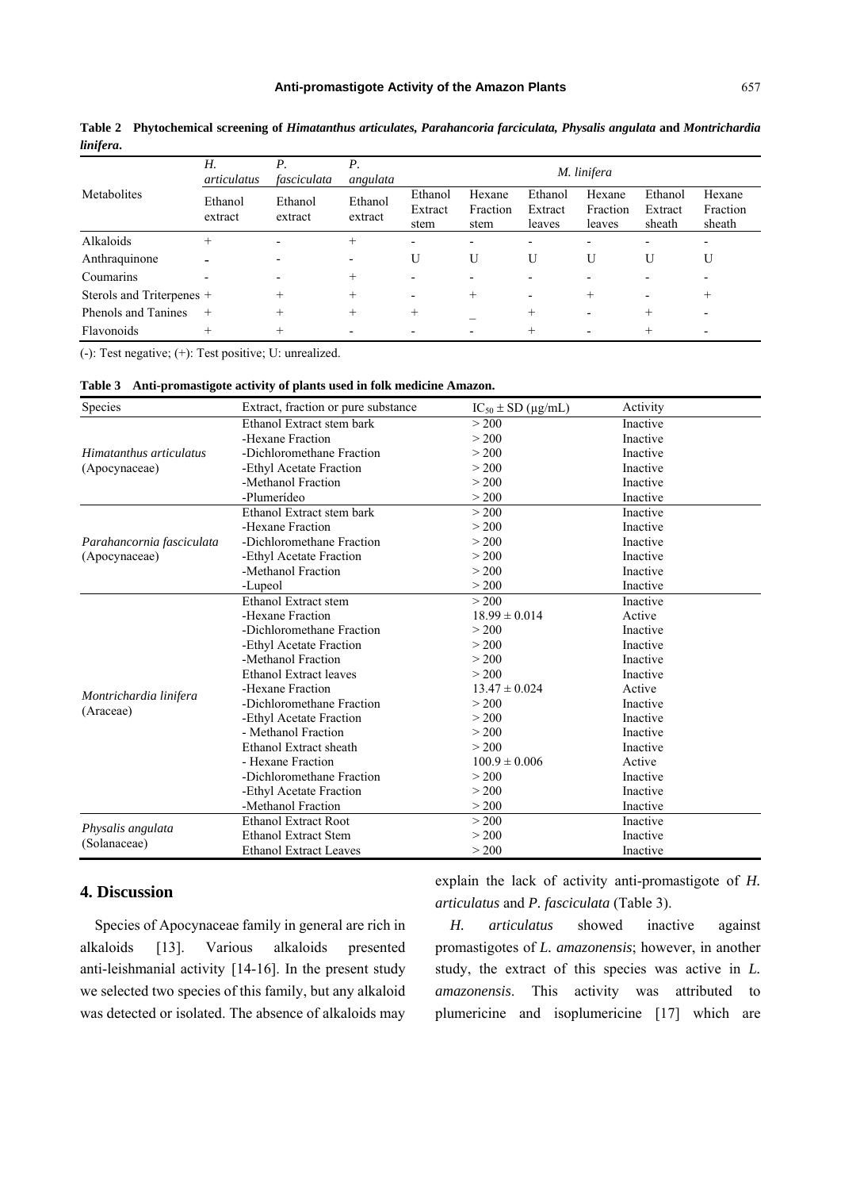**Table 2 Phytochemical screening of *Himatanthus articulates, Parahancoria farciculata, Physalis angulata* and *Montrichardia linifera*.**

| Metabolites | *H. articulatus* | *P. fasciculata* | *P. angulata* | *M. linifera* | | | | | |
|---|---|---|---|---|---|---|---|---|---|
| | Ethanol extract | Ethanol extract | Ethanol extract | Ethanol Extract stem | Hexane Fraction stem | Ethanol Extract leaves | Hexane Fraction leaves | Ethanol Extract sheath | Hexane Fraction sheath |
| Alkaloids | + | - | + | - | - | - | - | - | - |
| Anthraquinone | - | - | - | U | U | U | U | U | U |
| Coumarins | - | - | + | - | - | - | - | - | - |
| Sterols and Triterpenes | + | + | + | - | + | - | + | - | + |
| Phenols and Tanines | + | + | + | + | _ | + | - | + | - |
| Flavonoids | + | + | - | - | - | + | - | + | - |

(-): Test negative; (+): Test positive; U: unrealized.

**Table 3 Anti-promastigote activity of plants used in folk medicine Amazon.**

| Species | Extract, fraction or pure substance | $IC_{50} \pm SD$ (μg/mL) | Activity |
|---|---|---|---|
| *Himatanthus articulatus* (Apocynaceae) | Ethanol Extract stem bark | > 200 | Inactive |
| | -Hexane Fraction | > 200 | Inactive |
| | -Dichloromethane Fraction | > 200 | Inactive |
| | -Ethyl Acetate Fraction | > 200 | Inactive |
| | -Methanol Fraction | > 200 | Inactive |
| | -Plumerídeo | > 200 | Inactive |
| *Parahancornia fasciculata* (Apocynaceae) | Ethanol Extract stem bark | > 200 | Inactive |
| | -Hexane Fraction | > 200 | Inactive |
| | -Dichloromethane Fraction | > 200 | Inactive |
| | -Ethyl Acetate Fraction | > 200 | Inactive |
| | -Methanol Fraction | > 200 | Inactive |
| | -Lupeol | > 200 | Inactive |
| *Montrichardia linifera* (Araceae) | Ethanol Extract stem | > 200 | Inactive |
| | -Hexane Fraction | $18.99 \pm 0.014$ | Active |
| | -Dichloromethane Fraction | > 200 | Inactive |
| | -Ethyl Acetate Fraction | > 200 | Inactive |
| | -Methanol Fraction | > 200 | Inactive |
| | Ethanol Extract leaves | > 200 | Inactive |
| | -Hexane Fraction | $13.47 \pm 0.024$ | Active |
| | -Dichloromethane Fraction | > 200 | Inactive |
| | -Ethyl Acetate Fraction | > 200 | Inactive |
| | - Methanol Fraction | > 200 | Inactive |
| | Ethanol Extract sheath | > 200 | Inactive |
| | - Hexane Fraction | $100.9 \pm 0.006$ | Active |
| | -Dichloromethane Fraction | > 200 | Inactive |
| | -Ethyl Acetate Fraction | > 200 | Inactive |
| | -Methanol Fraction | > 200 | Inactive |
| *Physalis angulata* (Solanaceae) | Ethanol Extract Root | > 200 | Inactive |
| | Ethanol Extract Stem | > 200 | Inactive |
| | Ethanol Extract Leaves | > 200 | Inactive |

## 4. Discussion

Species of Apocynaceae family in general are rich in alkaloids [13]. Various alkaloids presented anti-leishmanial activity [14-16]. In the present study we selected two species of this family, but any alkaloid was detected or isolated. The absence of alkaloids may explain the lack of activity anti-promastigote of *H. articulatus* and *P. fasciculata* (Table 3).

*H. articulatus* showed inactive against promastigotes of *L. amazonensis*; however, in another study, the extract of this species was active in *L. amazonensis*. This activity was attributed to plumericine and isoplumericine [17] which are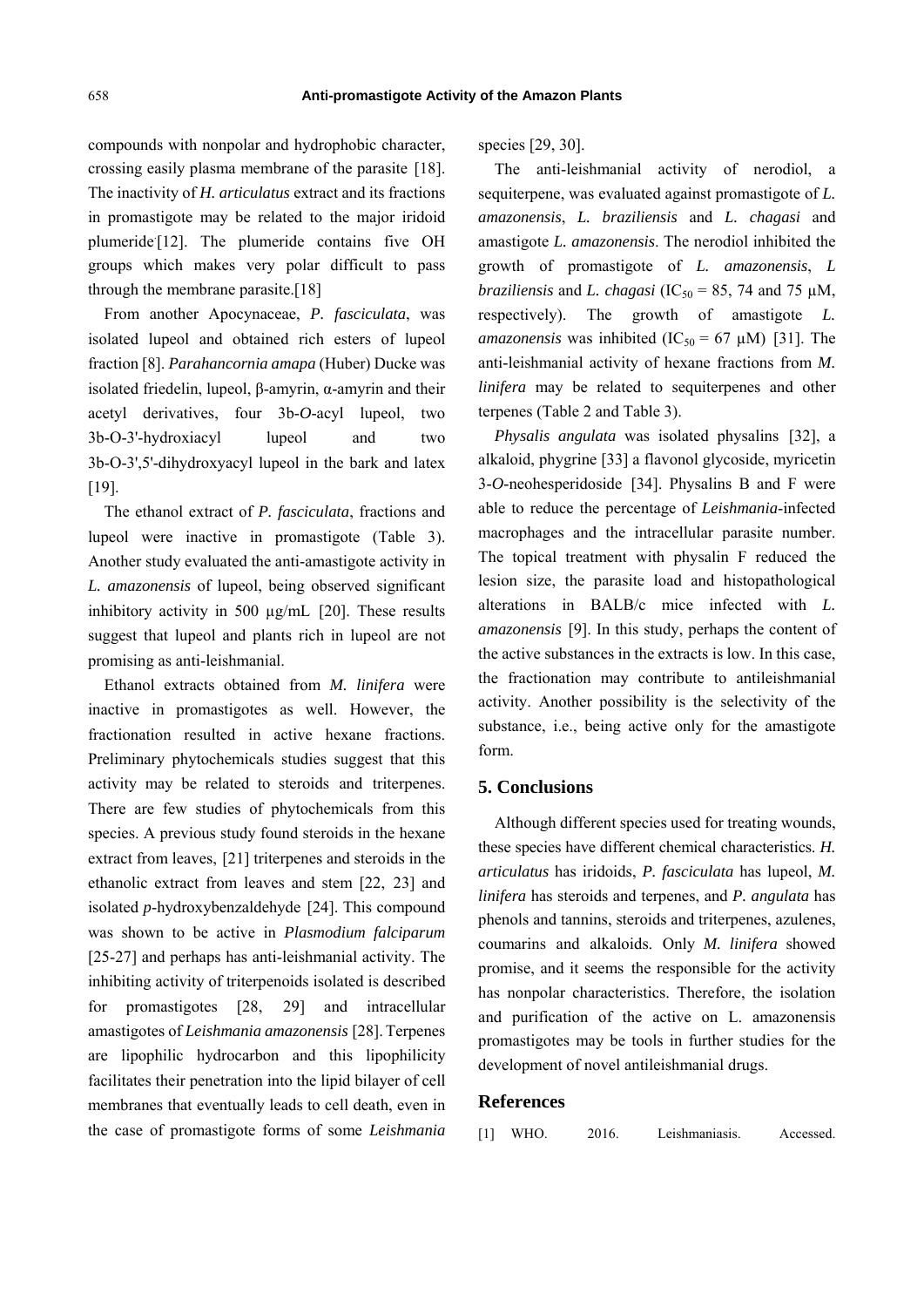compounds with nonpolar and hydrophobic character, crossing easily plasma membrane of the parasite [18]. The inactivity of *H. articulatus* extract and its fractions in promastigote may be related to the major iridoid plumeride [12]. The plumeride contains five OH groups which makes very polar difficult to pass through the membrane parasite.[18]

From another Apocynaceae, *P. fasciculata*, was isolated lupeol and obtained rich esters of lupeol fraction [8]. *Parahancornia amapa* (Huber) Ducke was isolated friedelin, lupeol, β-amyrin, α-amyrin and their acetyl derivatives, four 3b-*O*-acyl lupeol, two 3b-O-3'-hydroxiacyl lupeol and two 3b-O-3',5'-dihydroxyacyl lupeol in the bark and latex [19].

The ethanol extract of *P. fasciculata*, fractions and lupeol were inactive in promastigote (Table 3). Another study evaluated the anti-amastigote activity in *L. amazonensis* of lupeol, being observed significant inhibitory activity in 500 µg/mL [20]. These results suggest that lupeol and plants rich in lupeol are not promising as anti-leishmanial.

Ethanol extracts obtained from *M. linifera* were inactive in promastigotes as well. However, the fractionation resulted in active hexane fractions. Preliminary phytochemicals studies suggest that this activity may be related to steroids and triterpenes. There are few studies of phytochemicals from this species. A previous study found steroids in the hexane extract from leaves, [21] triterpenes and steroids in the ethanolic extract from leaves and stem [22, 23] and isolated *p*-hydroxybenzaldehyde [24]. This compound was shown to be active in *Plasmodium falciparum* [25-27] and perhaps has anti-leishmanial activity. The inhibiting activity of triterpenoids isolated is described for promastigotes [28, 29] and intracellular amastigotes of *Leishmania amazonensis* [28]. Terpenes are lipophilic hydrocarbon and this lipophilicity facilitates their penetration into the lipid bilayer of cell membranes that eventually leads to cell death, even in the case of promastigote forms of some *Leishmania* species [29, 30].

The anti-leishmanial activity of nerodiol, a sequiterpene, was evaluated against promastigote of *L. amazonensis*, *L. braziliensis* and *L. chagasi* and amastigote *L. amazonensis*. The nerodiol inhibited the growth of promastigote of *L. amazonensis*, *L braziliensis* and *L. chagasi* ($IC_{50}$ = 85, 74 and 75 µM, respectively). The growth of amastigote *L. amazonensis* was inhibited ($IC_{50}$ = 67 µM) [31]. The anti-leishmanial activity of hexane fractions from *M. linifera* may be related to sequiterpenes and other terpenes (Table 2 and Table 3).

*Physalis angulata* was isolated physalins [32], a alkaloid, phygrine [33] a flavonol glycoside, myricetin 3-*O*-neohesperidoside [34]. Physalins B and F were able to reduce the percentage of *Leishmania*-infected macrophages and the intracellular parasite number. The topical treatment with physalin F reduced the lesion size, the parasite load and histopathological alterations in BALB/c mice infected with *L. amazonensis* [9]. In this study, perhaps the content of the active substances in the extracts is low. In this case, the fractionation may contribute to antileishmanial activity. Another possibility is the selectivity of the substance, i.e., being active only for the amastigote form.

## 5. Conclusions

Although different species used for treating wounds, these species have different chemical characteristics. *H. articulatus* has iridoids, *P. fasciculata* has lupeol, *M. linifera* has steroids and terpenes, and *P. angulata* has phenols and tannins, steroids and triterpenes, azulenes, coumarins and alkaloids. Only *M. linifera* showed promise, and it seems the responsible for the activity has nonpolar characteristics. Therefore, the isolation and purification of the active on L. amazonensis promastigotes may be tools in further studies for the development of novel antileishmanial drugs.

## References

[1] WHO. 2016. Leishmaniasis. Accessed.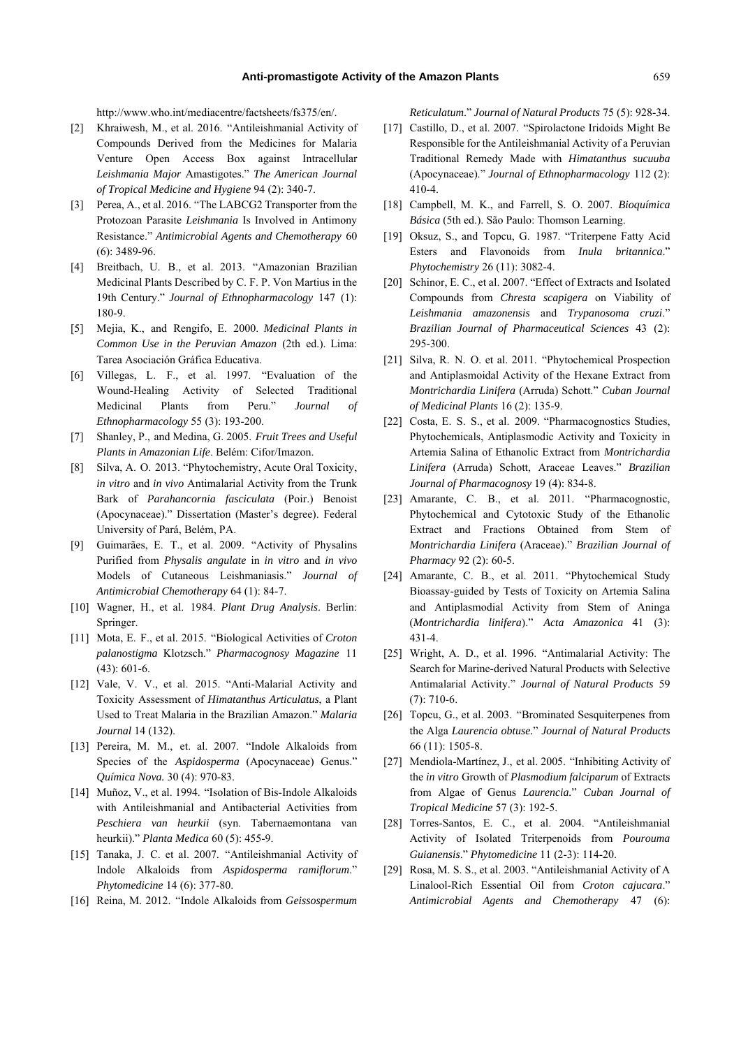http://www.who.int/mediacentre/factsheets/fs375/en/.

[2] Khraiwesh, M., et al. 2016. "Antileishmanial Activity of Compounds Derived from the Medicines for Malaria Venture Open Access Box against Intracellular *Leishmania Major* Amastigotes." *The American Journal of Tropical Medicine and Hygiene* 94 (2): 340-7.

[3] Perea, A., et al. 2016. "The LABCG2 Transporter from the Protozoan Parasite *Leishmania* Is Involved in Antimony Resistance." *Antimicrobial Agents and Chemotherapy* 60 (6): 3489-96.

[4] Breitbach, U. B., et al. 2013. "Amazonian Brazilian Medicinal Plants Described by C. F. P. Von Martius in the 19th Century." *Journal of Ethnopharmacology* 147 (1): 180-9.

[5] Mejia, K., and Rengifo, E. 2000. *Medicinal Plants in Common Use in the Peruvian Amazon* (2th ed.). Lima: Tarea Asociación Gráfica Educativa.

[6] Villegas, L. F., et al. 1997. "Evaluation of the Wound-Healing Activity of Selected Traditional Medicinal Plants from Peru." *Journal of Ethnopharmacology* 55 (3): 193-200.

[7] Shanley, P., and Medina, G. 2005. *Fruit Trees and Useful Plants in Amazonian Life*. Belém: Cifor/Imazon.

[8] Silva, A. O. 2013. "Phytochemistry, Acute Oral Toxicity, *in vitro* and *in vivo* Antimalarial Activity from the Trunk Bark of *Parahancornia fasciculata* (Poir.) Benoist (Apocynaceae)." Dissertation (Master's degree). Federal University of Pará, Belém, PA.

[9] Guimarães, E. T., et al. 2009. "Activity of Physalins Purified from *Physalis angulate* in *in vitro* and *in vivo* Models of Cutaneous Leishmaniasis." *Journal of Antimicrobial Chemotherapy* 64 (1): 84-7.

[10] Wagner, H., et al. 1984. *Plant Drug Analysis*. Berlin: Springer.

[11] Mota, E. F., et al. 2015. "Biological Activities of *Croton palanostigma* Klotzsch." *Pharmacognosy Magazine* 11 (43): 601-6.

[12] Vale, V. V., et al. 2015. "Anti-Malarial Activity and Toxicity Assessment of *Himatanthus Articulatus*, a Plant Used to Treat Malaria in the Brazilian Amazon." *Malaria Journal* 14 (132).

[13] Pereira, M. M., et. al. 2007. "Indole Alkaloids from Species of the *Aspidosperma* (Apocynaceae) Genus." *Química Nova.* 30 (4): 970-83.

[14] Muñoz, V., et al. 1994. "Isolation of Bis-Indole Alkaloids with Antileishmanial and Antibacterial Activities from *Peschiera van heurkii* (syn. Tabernaemontana van heurkii)." *Planta Medica* 60 (5): 455-9.

[15] Tanaka, J. C. et al. 2007. "Antileishmanial Activity of Indole Alkaloids from *Aspidosperma ramiflorum*." *Phytomedicine* 14 (6): 377-80.

[16] Reina, M. 2012. "Indole Alkaloids from *Geissospermum Reticulatum*." *Journal of Natural Products* 75 (5): 928-34.

[17] Castillo, D., et al. 2007. "Spirolactone Iridoids Might Be Responsible for the Antileishmanial Activity of a Peruvian Traditional Remedy Made with *Himatanthus sucuuba* (Apocynaceae)." *Journal of Ethnopharmacology* 112 (2): 410-4.

[18] Campbell, M. K., and Farrell, S. O. 2007. *Bioquímica Básica* (5th ed.). São Paulo: Thomson Learning.

[19] Oksuz, S., and Topcu, G. 1987. "Triterpene Fatty Acid Esters and Flavonoids from *Inula britannica*." *Phytochemistry* 26 (11): 3082-4.

[20] Schinor, E. C., et al. 2007. "Effect of Extracts and Isolated Compounds from *Chresta scapigera* on Viability of *Leishmania amazonensis* and *Trypanosoma cruzi*." *Brazilian Journal of Pharmaceutical Sciences* 43 (2): 295-300.

[21] Silva, R. N. O. et al. 2011. "Phytochemical Prospection and Antiplasmoidal Activity of the Hexane Extract from *Montrichardia Linifera* (Arruda) Schott." *Cuban Journal of Medicinal Plants* 16 (2): 135-9.

[22] Costa, E. S. S., et al. 2009. "Pharmacognostics Studies, Phytochemicals, Antiplasmodic Activity and Toxicity in Artemia Salina of Ethanolic Extract from *Montrichardia Linifera* (Arruda) Schott, Araceae Leaves." *Brazilian Journal of Pharmacognosy* 19 (4): 834-8.

[23] Amarante, C. B., et al. 2011. "Pharmacognostic, Phytochemical and Cytotoxic Study of the Ethanolic Extract and Fractions Obtained from Stem of *Montrichardia Linifera* (Araceae)." *Brazilian Journal of Pharmacy* 92 (2): 60-5.

[24] Amarante, C. B., et al. 2011. "Phytochemical Study Bioassay-guided by Tests of Toxicity on Artemia Salina and Antiplasmodial Activity from Stem of Aninga (*Montrichardia linifera*)." *Acta Amazonica* 41 (3): 431-4.

[25] Wright, A. D., et al. 1996. "Antimalarial Activity: The Search for Marine-derived Natural Products with Selective Antimalarial Activity." *Journal of Natural Products* 59 (7): 710-6.

[26] Topcu, G., et al. 2003. "Brominated Sesquiterpenes from the Alga *Laurencia obtuse.*" *Journal of Natural Products* 66 (11): 1505-8.

[27] Mendiola-Martínez, J., et al. 2005. "Inhibiting Activity of the *in vitro* Growth of *Plasmodium falciparum* of Extracts from Algae of Genus *Laurencia.*" *Cuban Journal of Tropical Medicine* 57 (3): 192-5.

[28] Torres-Santos, E. C., et al. 2004. "Antileishmanial Activity of Isolated Triterpenoids from *Pourouma Guianensis*." *Phytomedicine* 11 (2-3): 114-20.

[29] Rosa, M. S. S., et al. 2003. "Antileishmanial Activity of A Linalool-Rich Essential Oil from *Croton cajucara*." *Antimicrobial Agents and Chemotherapy* 47 (6):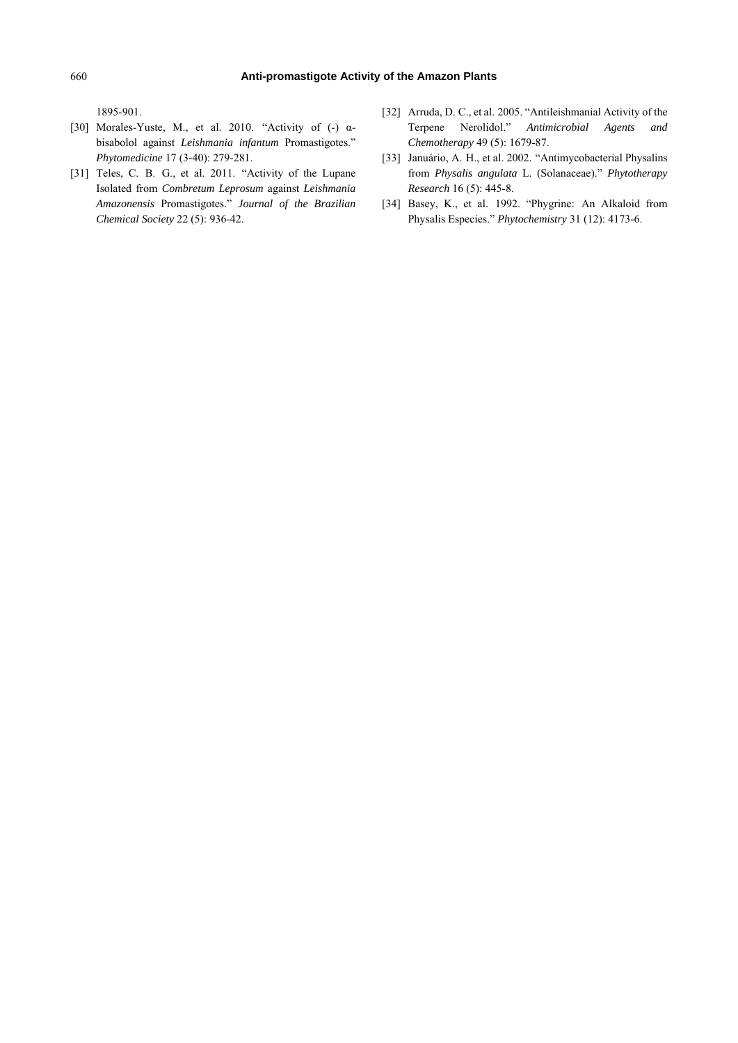1895-901.

[30] Morales-Yuste, M., et al. 2010. "Activity of (-) α-bisabolol against *Leishmania infantum* Promastigotes." *Phytomedicine* 17 (3-40): 279-281.

[31] Teles, C. B. G., et al. 2011. "Activity of the Lupane Isolated from *Combretum Leprosum* against *Leishmania Amazonensis* Promastigotes." *Journal of the Brazilian Chemical Society* 22 (5): 936-42.

[32] Arruda, D. C., et al. 2005. "Antileishmanial Activity of the Terpene Nerolidol." *Antimicrobial Agents and Chemotherapy* 49 (5): 1679-87.

[33] Januário, A. H., et al. 2002. "Antimycobacterial Physalins from *Physalis angulata* L. (Solanaceae)." *Phytotherapy Research* 16 (5): 445-8.

[34] Basey, K., et al. 1992. "Phygrine: An Alkaloid from Physalis Especies." *Phytochemistry* 31 (12): 4173-6.